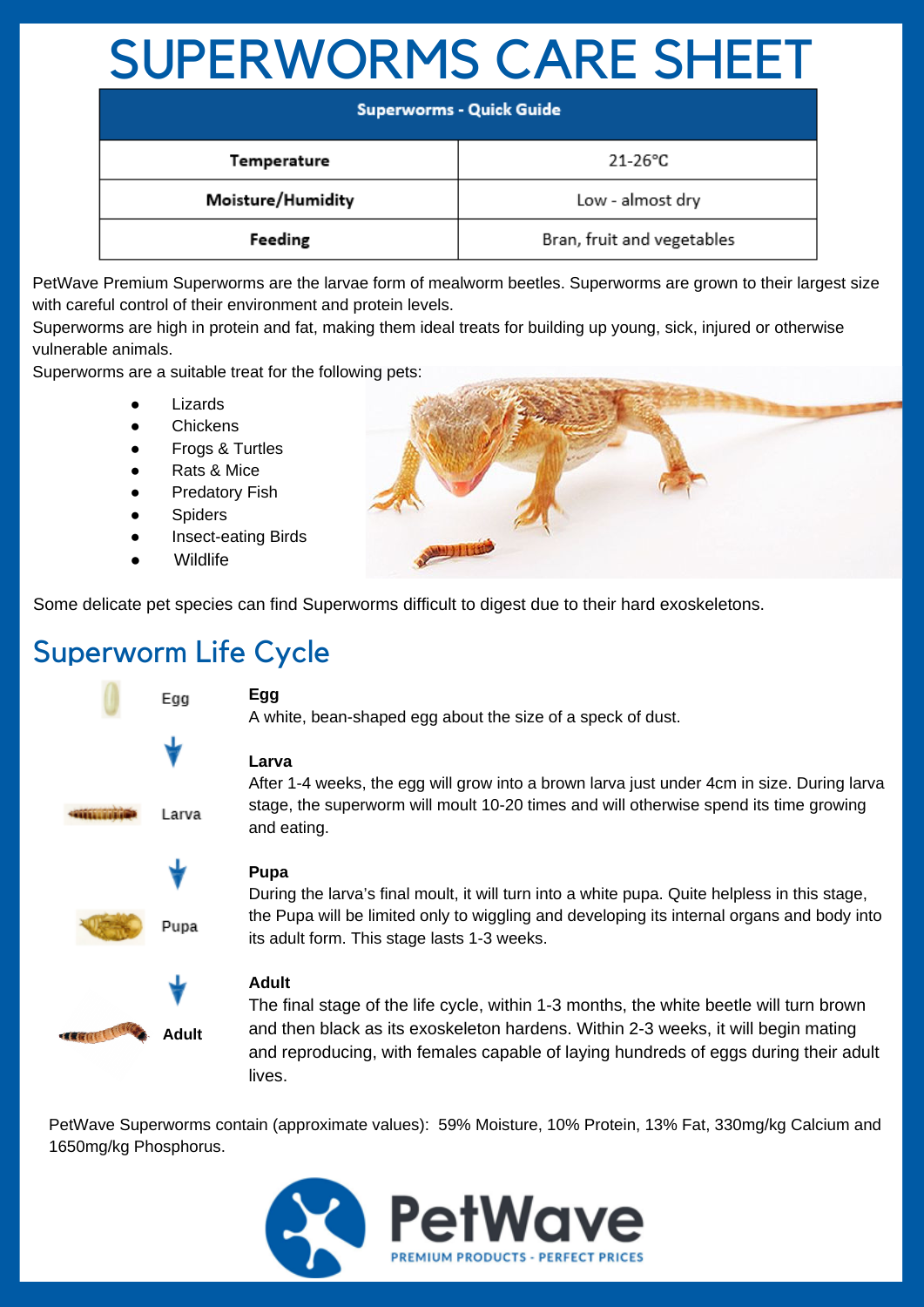# SUPERWORMS CARE SHEET

| Superworms - Quick Guide | |
|---|---|
| **Temperature** | 21-26°C |
| **Moisture/Humidity** | Low - almost dry |
| **Feeding** | Bran, fruit and vegetables |

PetWave Premium Superworms are the larvae form of mealworm beetles. Superworms are grown to their largest size with careful control of their environment and protein levels.

Superworms are high in protein and fat, making them ideal treats for building up young, sick, injured or otherwise vulnerable animals.

Superworms are a suitable treat for the following pets:

- Lizards
- Chickens
- Frogs & Turtles
- Rats & Mice
- Predatory Fish
- Spiders
- Insect-eating Birds
- Wildlife

Some delicate pet species can find Superworms difficult to digest due to their hard exoskeletons.

## Superworm Life Cycle

Egg → Larva → Pupa → Adult

**Egg**
A white, bean-shaped egg about the size of a speck of dust.

**Larva**
After 1-4 weeks, the egg will grow into a brown larva just under 4cm in size. During larva stage, the superworm will moult 10-20 times and will otherwise spend its time growing and eating.

**Pupa**
During the larva's final moult, it will turn into a white pupa. Quite helpless in this stage, the Pupa will be limited only to wiggling and developing its internal organs and body into its adult form. This stage lasts 1-3 weeks.

**Adult**
The final stage of the life cycle, within 1-3 months, the white beetle will turn brown and then black as its exoskeleton hardens. Within 2-3 weeks, it will begin mating and reproducing, with females capable of laying hundreds of eggs during their adult lives.

PetWave Superworms contain (approximate values): 59% Moisture, 10% Protein, 13% Fat, 330mg/kg Calcium and 1650mg/kg Phosphorus.

PetWave
PREMIUM PRODUCTS - PERFECT PRICES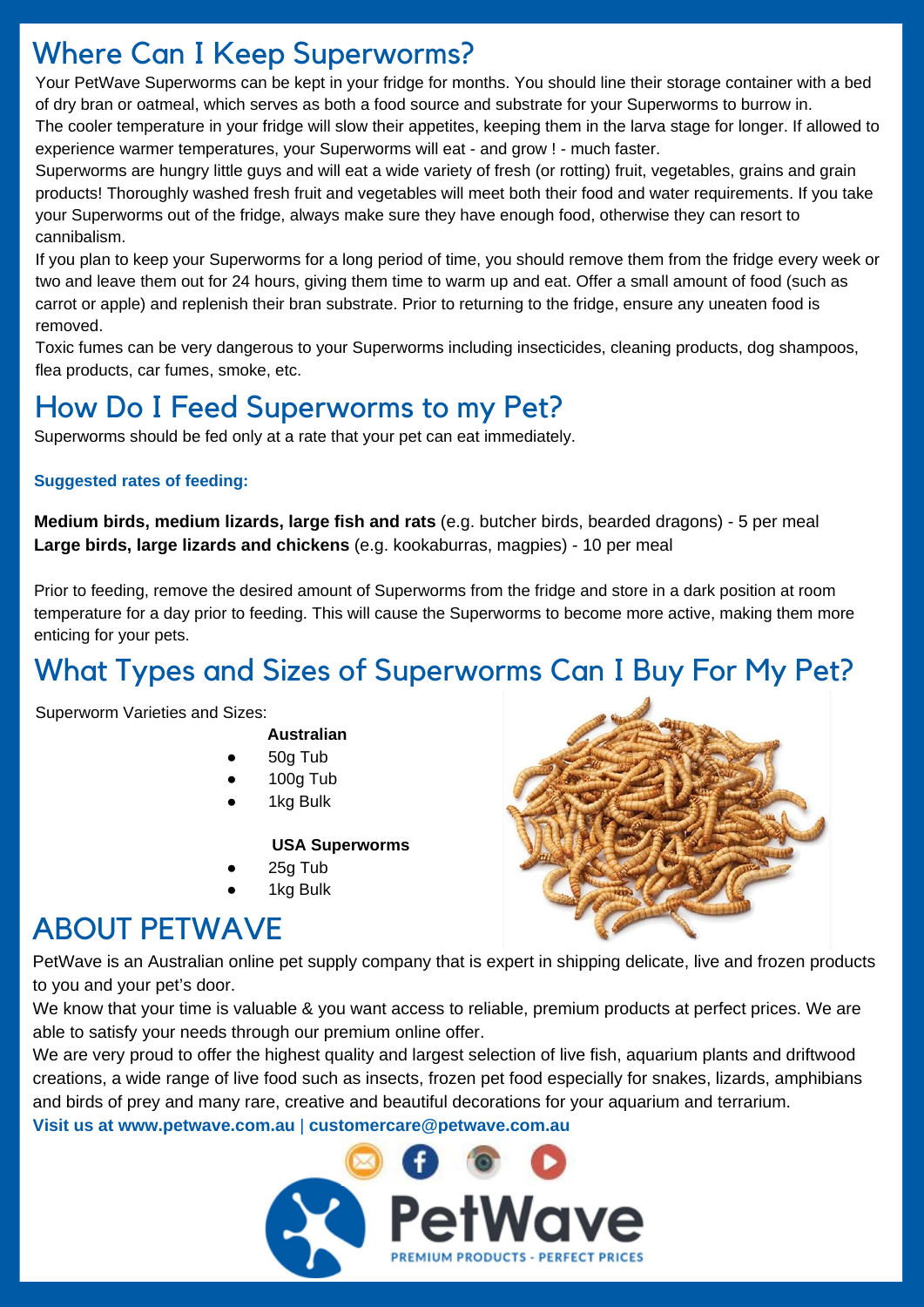## Where Can I Keep Superworms?

Your PetWave Superworms can be kept in your fridge for months. You should line their storage container with a bed of dry bran or oatmeal, which serves as both a food source and substrate for your Superworms to burrow in.

The cooler temperature in your fridge will slow their appetites, keeping them in the larva stage for longer. If allowed to experience warmer temperatures, your Superworms will eat - and grow ! - much faster.

Superworms are hungry little guys and will eat a wide variety of fresh (or rotting) fruit, vegetables, grains and grain products! Thoroughly washed fresh fruit and vegetables will meet both their food and water requirements. If you take your Superworms out of the fridge, always make sure they have enough food, otherwise they can resort to cannibalism.

If you plan to keep your Superworms for a long period of time, you should remove them from the fridge every week or two and leave them out for 24 hours, giving them time to warm up and eat. Offer a small amount of food (such as carrot or apple) and replenish their bran substrate. Prior to returning to the fridge, ensure any uneaten food is removed.

Toxic fumes can be very dangerous to your Superworms including insecticides, cleaning products, dog shampoos, flea products, car fumes, smoke, etc.

## How Do I Feed Superworms to my Pet?

Superworms should be fed only at a rate that your pet can eat immediately.

**Suggested rates of feeding:**

**Medium birds, medium lizards, large fish and rats** (e.g. butcher birds, bearded dragons) - 5 per meal
**Large birds, large lizards and chickens** (e.g. kookaburras, magpies) - 10 per meal

Prior to feeding, remove the desired amount of Superworms from the fridge and store in a dark position at room temperature for a day prior to feeding. This will cause the Superworms to become more active, making them more enticing for your pets.

## What Types and Sizes of Superworms Can I Buy For My Pet?

Superworm Varieties and Sizes:

**Australian**

- 50g Tub
- 100g Tub
- 1kg Bulk

**USA Superworms**

- 25g Tub
- 1kg Bulk

## ABOUT PETWAVE

PetWave is an Australian online pet supply company that is expert in shipping delicate, live and frozen products to you and your pet's door.

We know that your time is valuable & you want access to reliable, premium products at perfect prices. We are able to satisfy your needs through our premium online offer.

We are very proud to offer the highest quality and largest selection of live fish, aquarium plants and driftwood creations, a wide range of live food such as insects, frozen pet food especially for snakes, lizards, amphibians and birds of prey and many rare, creative and beautiful decorations for your aquarium and terrarium.

**Visit us at www.petwave.com.au | customercare@petwave.com.au**

PetWave
PREMIUM PRODUCTS - PERFECT PRICES